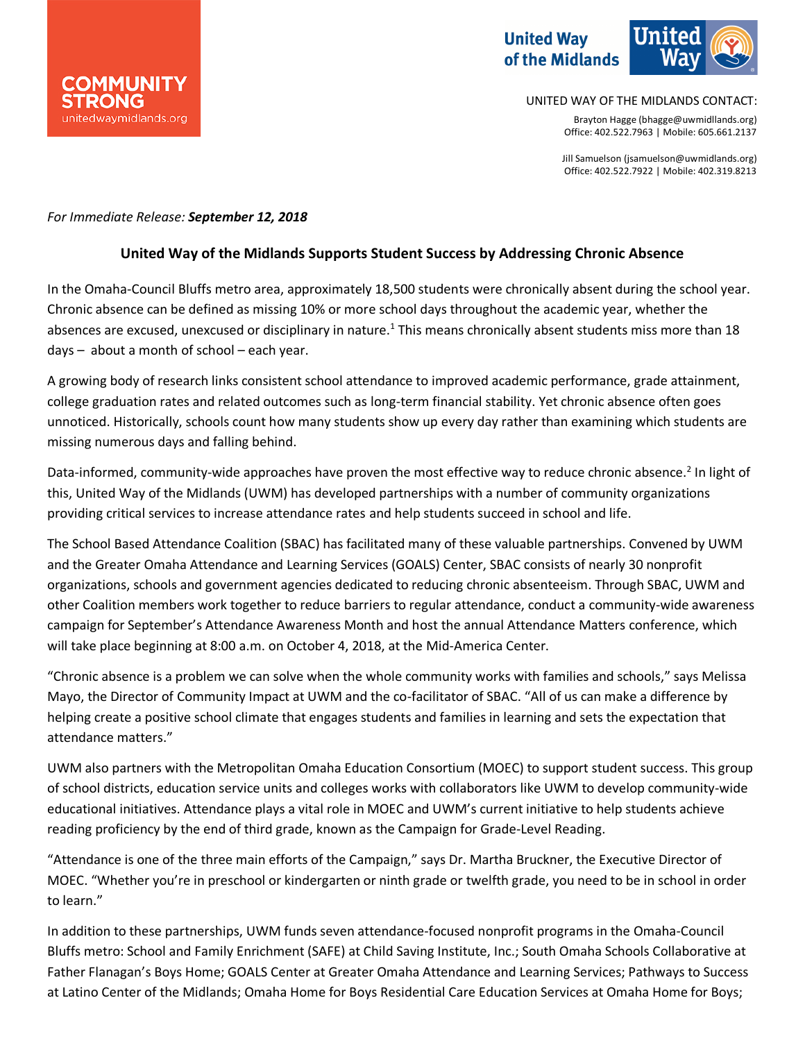**COMMUNITY STRONG**
unitedwaymidlands.org

United Way of the Midlands

UNITED WAY OF THE MIDLANDS CONTACT:

Brayton Hagge (bhagge@uwmidlands.org)
Office: 402.522.7963 | Mobile: 605.661.2137

Jill Samuelson (jsamuelson@uwmidlands.org)
Office: 402.522.7922 | Mobile: 402.319.8213

*For Immediate Release:* ***September 12, 2018***

## United Way of the Midlands Supports Student Success by Addressing Chronic Absence

In the Omaha-Council Bluffs metro area, approximately 18,500 students were chronically absent during the school year. Chronic absence can be defined as missing 10% or more school days throughout the academic year, whether the absences are excused, unexcused or disciplinary in nature.[1] This means chronically absent students miss more than 18 days – about a month of school – each year.

A growing body of research links consistent school attendance to improved academic performance, grade attainment, college graduation rates and related outcomes such as long-term financial stability. Yet chronic absence often goes unnoticed. Historically, schools count how many students show up every day rather than examining which students are missing numerous days and falling behind.

Data-informed, community-wide approaches have proven the most effective way to reduce chronic absence.[2] In light of this, United Way of the Midlands (UWM) has developed partnerships with a number of community organizations providing critical services to increase attendance rates and help students succeed in school and life.

The School Based Attendance Coalition (SBAC) has facilitated many of these valuable partnerships. Convened by UWM and the Greater Omaha Attendance and Learning Services (GOALS) Center, SBAC consists of nearly 30 nonprofit organizations, schools and government agencies dedicated to reducing chronic absenteeism. Through SBAC, UWM and other Coalition members work together to reduce barriers to regular attendance, conduct a community-wide awareness campaign for September's Attendance Awareness Month and host the annual Attendance Matters conference, which will take place beginning at 8:00 a.m. on October 4, 2018, at the Mid-America Center.

"Chronic absence is a problem we can solve when the whole community works with families and schools," says Melissa Mayo, the Director of Community Impact at UWM and the co-facilitator of SBAC. "All of us can make a difference by helping create a positive school climate that engages students and families in learning and sets the expectation that attendance matters."

UWM also partners with the Metropolitan Omaha Education Consortium (MOEC) to support student success. This group of school districts, education service units and colleges works with collaborators like UWM to develop community-wide educational initiatives. Attendance plays a vital role in MOEC and UWM's current initiative to help students achieve reading proficiency by the end of third grade, known as the Campaign for Grade-Level Reading.

"Attendance is one of the three main efforts of the Campaign," says Dr. Martha Bruckner, the Executive Director of MOEC. "Whether you're in preschool or kindergarten or ninth grade or twelfth grade, you need to be in school in order to learn."

In addition to these partnerships, UWM funds seven attendance-focused nonprofit programs in the Omaha-Council Bluffs metro: School and Family Enrichment (SAFE) at Child Saving Institute, Inc.; South Omaha Schools Collaborative at Father Flanagan's Boys Home; GOALS Center at Greater Omaha Attendance and Learning Services; Pathways to Success at Latino Center of the Midlands; Omaha Home for Boys Residential Care Education Services at Omaha Home for Boys;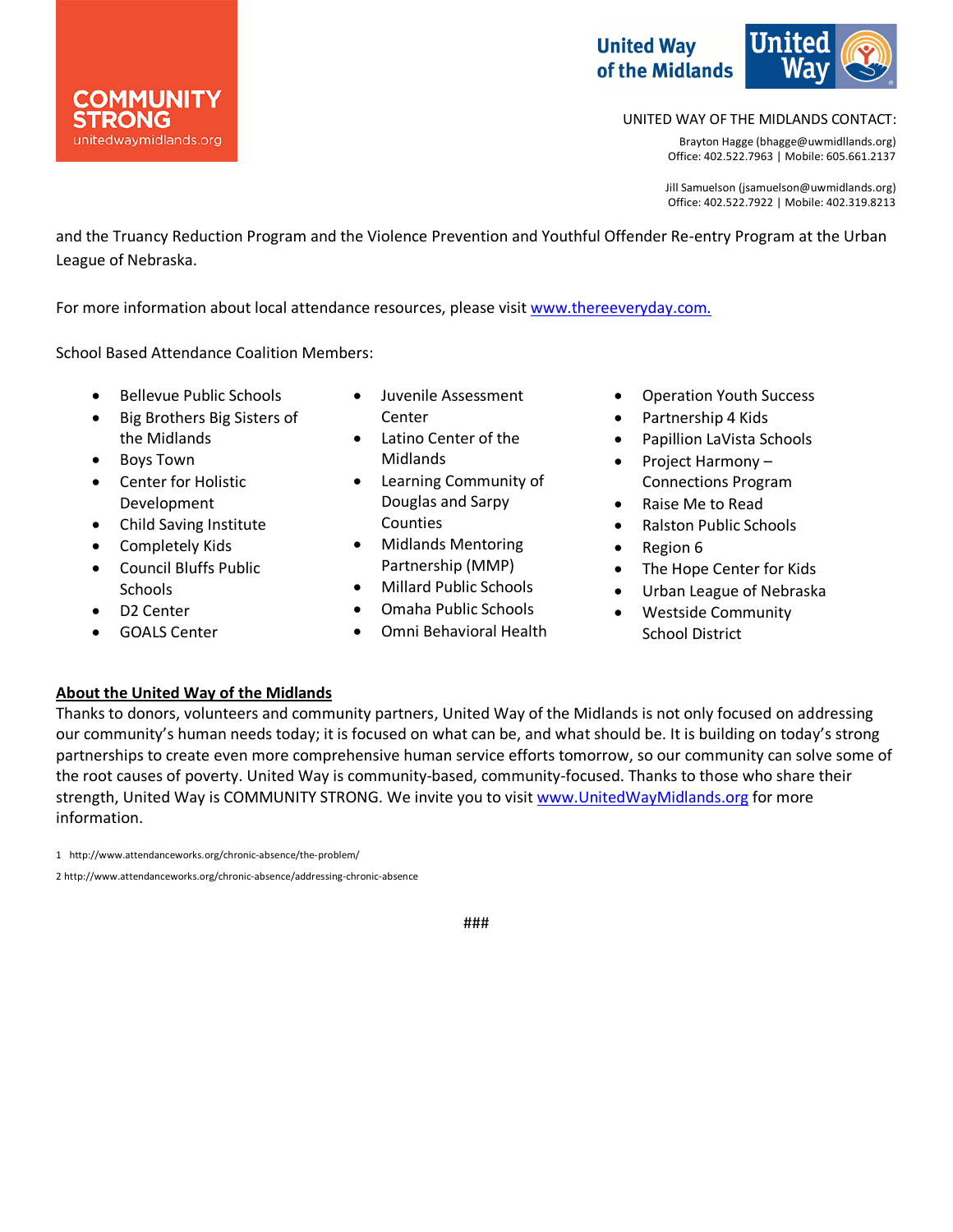UNITED WAY OF THE MIDLANDS CONTACT:

Brayton Hagge (bhagge@uwmidlands.org)
Office: 402.522.7963 | Mobile: 605.661.2137

Jill Samuelson (jsamuelson@uwmidlands.org)
Office: 402.522.7922 | Mobile: 402.319.8213

and the Truancy Reduction Program and the Violence Prevention and Youthful Offender Re-entry Program at the Urban League of Nebraska.

For more information about local attendance resources, please visit [www.thereeveryday.com.](http://www.thereeveryday.com)

School Based Attendance Coalition Members:

- Bellevue Public Schools
- Big Brothers Big Sisters of the Midlands
- Boys Town
- Center for Holistic Development
- Child Saving Institute
- Completely Kids
- Council Bluffs Public Schools
- D2 Center
- GOALS Center
- Juvenile Assessment Center
- Latino Center of the Midlands
- Learning Community of Douglas and Sarpy Counties
- Midlands Mentoring Partnership (MMP)
- Millard Public Schools
- Omaha Public Schools
- Omni Behavioral Health
- Operation Youth Success
- Partnership 4 Kids
- Papillion LaVista Schools
- Project Harmony – Connections Program
- Raise Me to Read
- Ralston Public Schools
- Region 6
- The Hope Center for Kids
- Urban League of Nebraska
- Westside Community School District

**About the United Way of the Midlands**

Thanks to donors, volunteers and community partners, United Way of the Midlands is not only focused on addressing our community's human needs today; it is focused on what can be, and what should be. It is building on today's strong partnerships to create even more comprehensive human service efforts tomorrow, so our community can solve some of the root causes of poverty. United Way is community-based, community-focused. Thanks to those who share their strength, United Way is COMMUNITY STRONG. We invite you to visit [www.UnitedWayMidlands.org](http://www.UnitedWayMidlands.org) for more information.

1 http://www.attendanceworks.org/chronic-absence/the-problem/

2 http://www.attendanceworks.org/chronic-absence/addressing-chronic-absence

###